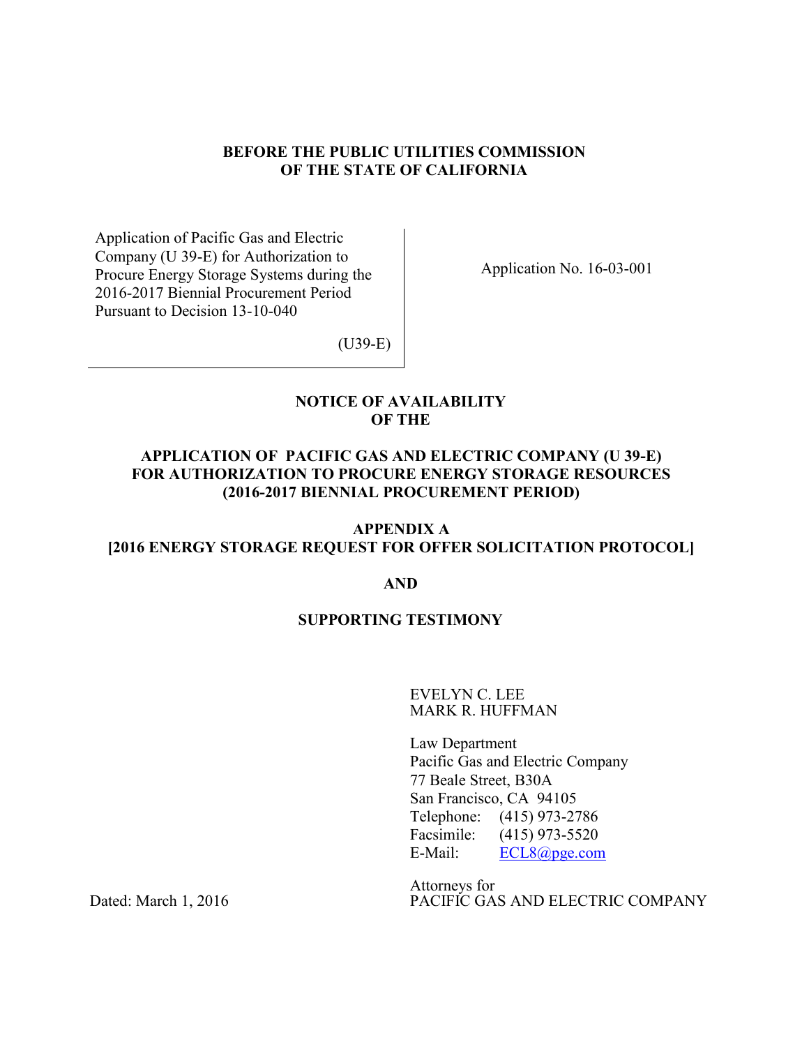**BEFORE THE PUBLIC UTILITIES COMMISSION OF THE STATE OF CALIFORNIA**

| | |
|---|---|
| Application of Pacific Gas and Electric Company (U 39-E) for Authorization to Procure Energy Storage Systems during the 2016-2017 Biennial Procurement Period Pursuant to Decision 13-10-040<br><br>(U39-E) | Application No. 16-03-001 |

**NOTICE OF AVAILABILITY OF THE**

**APPLICATION OF PACIFIC GAS AND ELECTRIC COMPANY (U 39-E) FOR AUTHORIZATION TO PROCURE ENERGY STORAGE RESOURCES (2016-2017 BIENNIAL PROCUREMENT PERIOD)**

**APPENDIX A**
**[2016 ENERGY STORAGE REQUEST FOR OFFER SOLICITATION PROTOCOL]**

**AND**

**SUPPORTING TESTIMONY**

EVELYN C. LEE
MARK R. HUFFMAN

Law Department
Pacific Gas and Electric Company
77 Beale Street, B30A
San Francisco, CA 94105
Telephone: (415) 973-2786
Facsimile: (415) 973-5520
E-Mail: ECL8@pge.com

Attorneys for
PACIFIC GAS AND ELECTRIC COMPANY

Dated: March 1, 2016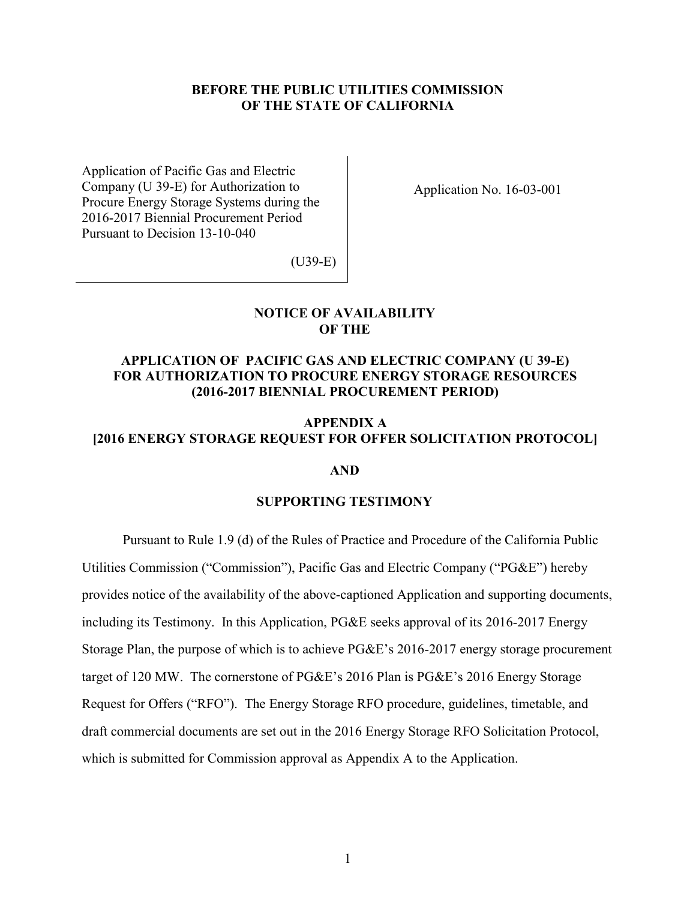**BEFORE THE PUBLIC UTILITIES COMMISSION OF THE STATE OF CALIFORNIA**

Application of Pacific Gas and Electric Company (U 39-E) for Authorization to Procure Energy Storage Systems during the 2016-2017 Biennial Procurement Period Pursuant to Decision 13-10-040

(U39-E)

Application No. 16-03-001

**NOTICE OF AVAILABILITY OF THE**

**APPLICATION OF PACIFIC GAS AND ELECTRIC COMPANY (U 39-E) FOR AUTHORIZATION TO PROCURE ENERGY STORAGE RESOURCES (2016-2017 BIENNIAL PROCUREMENT PERIOD)**

**APPENDIX A**
**[2016 ENERGY STORAGE REQUEST FOR OFFER SOLICITATION PROTOCOL]**

**AND**

**SUPPORTING TESTIMONY**

Pursuant to Rule 1.9 (d) of the Rules of Practice and Procedure of the California Public Utilities Commission ("Commission"), Pacific Gas and Electric Company ("PG&E") hereby provides notice of the availability of the above-captioned Application and supporting documents, including its Testimony. In this Application, PG&E seeks approval of its 2016-2017 Energy Storage Plan, the purpose of which is to achieve PG&E's 2016-2017 energy storage procurement target of 120 MW. The cornerstone of PG&E's 2016 Plan is PG&E's 2016 Energy Storage Request for Offers ("RFO"). The Energy Storage RFO procedure, guidelines, timetable, and draft commercial documents are set out in the 2016 Energy Storage RFO Solicitation Protocol, which is submitted for Commission approval as Appendix A to the Application.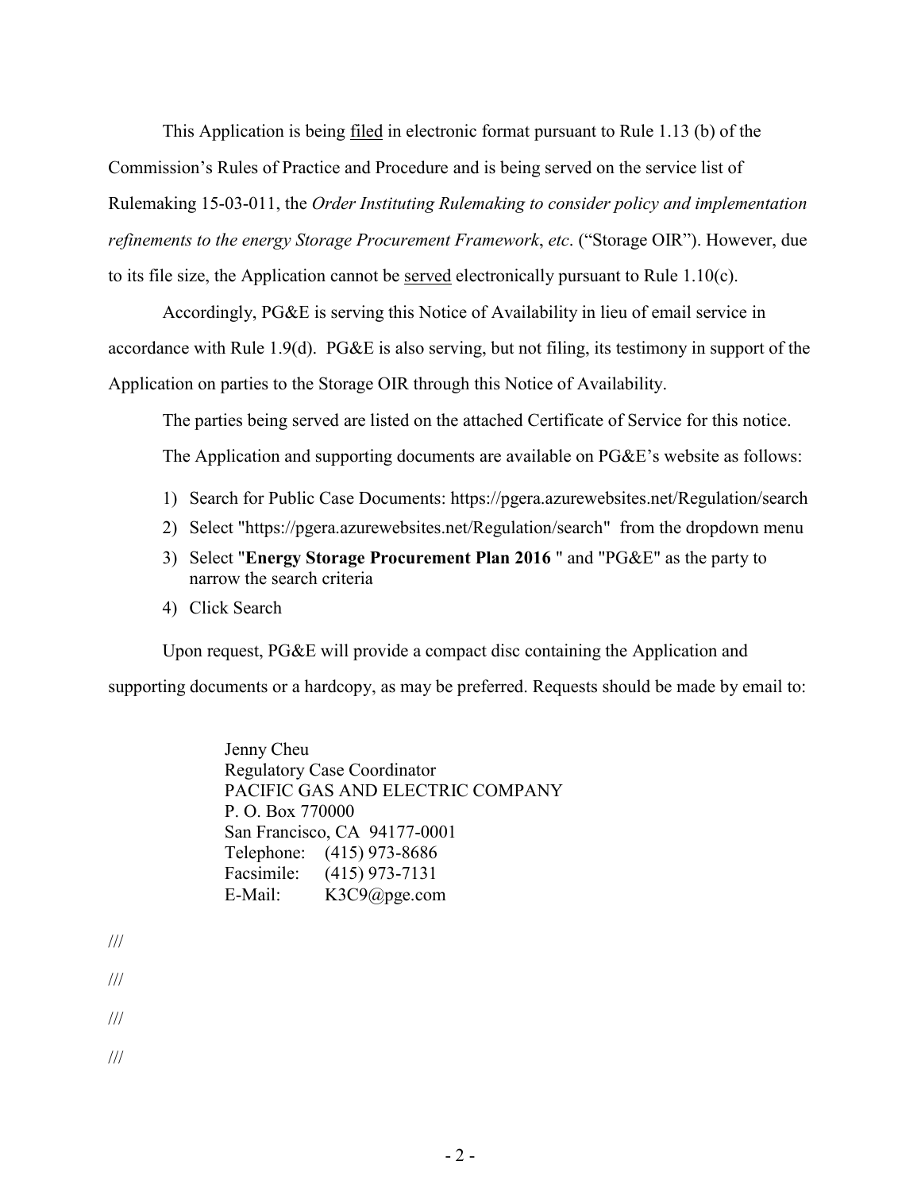This Application is being filed in electronic format pursuant to Rule 1.13 (b) of the Commission's Rules of Practice and Procedure and is being served on the service list of Rulemaking 15-03-011, the *Order Instituting Rulemaking to consider policy and implementation refinements to the energy Storage Procurement Framework*, *etc*. ("Storage OIR"). However, due to its file size, the Application cannot be served electronically pursuant to Rule 1.10(c).

Accordingly, PG&E is serving this Notice of Availability in lieu of email service in accordance with Rule 1.9(d). PG&E is also serving, but not filing, its testimony in support of the Application on parties to the Storage OIR through this Notice of Availability.

The parties being served are listed on the attached Certificate of Service for this notice.

The Application and supporting documents are available on PG&E's website as follows:

1) Search for Public Case Documents: https://pgera.azurewebsites.net/Regulation/search
2) Select "https://pgera.azurewebsites.net/Regulation/search" from the dropdown menu
3) Select "**Energy Storage Procurement Plan 2016** " and "PG&E" as the party to narrow the search criteria
4) Click Search

Upon request, PG&E will provide a compact disc containing the Application and supporting documents or a hardcopy, as may be preferred. Requests should be made by email to:

Jenny Cheu
Regulatory Case Coordinator
PACIFIC GAS AND ELECTRIC COMPANY
P. O. Box 770000
San Francisco, CA 94177-0001
Telephone: (415) 973-8686
Facsimile: (415) 973-7131
E-Mail: K3C9@pge.com

///

///

///

///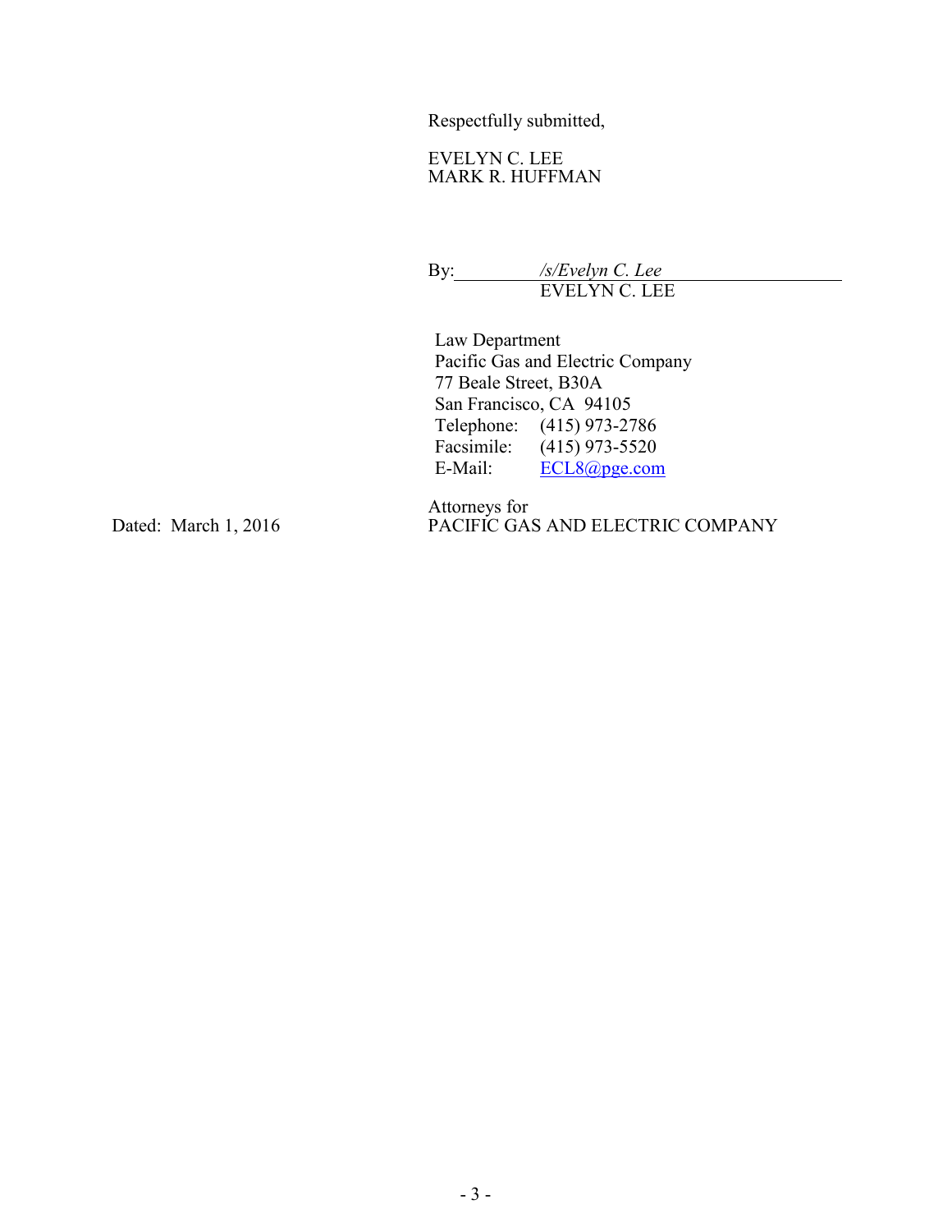Respectfully submitted,

EVELYN C. LEE
MARK R. HUFFMAN

By: */s/Evelyn C. Lee*
EVELYN C. LEE

Law Department
Pacific Gas and Electric Company
77 Beale Street, B30A
San Francisco, CA 94105
Telephone: (415) 973-2786
Facsimile: (415) 973-5520
E-Mail: ECL8@pge.com

Attorneys for
PACIFIC GAS AND ELECTRIC COMPANY

Dated: March 1, 2016